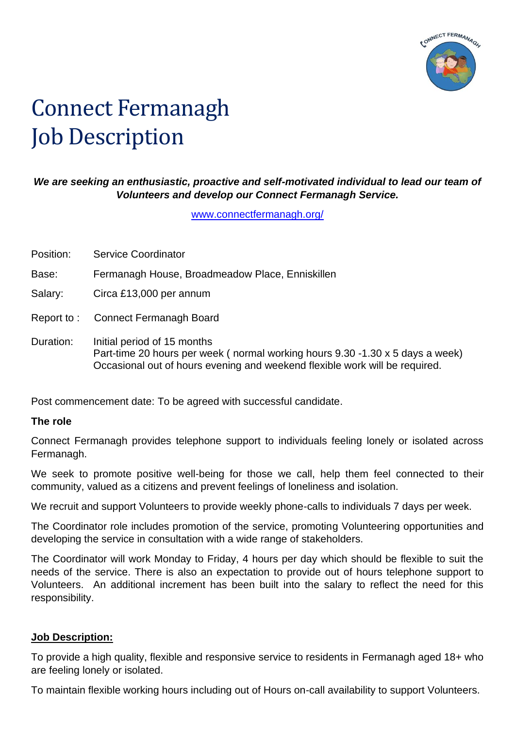# Connect Fermanagh
# Job Description

***We are seeking an enthusiastic, proactive and self-motivated individual to lead our team of Volunteers and develop our Connect Fermanagh Service.***

www.connectfermanagh.org/

Position: Service Coordinator

Base: Fermanagh House, Broadmeadow Place, Enniskillen

Salary: Circa £13,000 per annum

Report to : Connect Fermanagh Board

Duration: Initial period of 15 months
Part-time 20 hours per week ( normal working hours 9.30 -1.30 x 5 days a week)
Occasional out of hours evening and weekend flexible work will be required.

Post commencement date: To be agreed with successful candidate.

**The role**

Connect Fermanagh provides telephone support to individuals feeling lonely or isolated across Fermanagh.

We seek to promote positive well-being for those we call, help them feel connected to their community, valued as a citizens and prevent feelings of loneliness and isolation.

We recruit and support Volunteers to provide weekly phone-calls to individuals 7 days per week.

The Coordinator role includes promotion of the service, promoting Volunteering opportunities and developing the service in consultation with a wide range of stakeholders.

The Coordinator will work Monday to Friday, 4 hours per day which should be flexible to suit the needs of the service. There is also an expectation to provide out of hours telephone support to Volunteers. An additional increment has been built into the salary to reflect the need for this responsibility.

**Job Description:**

To provide a high quality, flexible and responsive service to residents in Fermanagh aged 18+ who are feeling lonely or isolated.

To maintain flexible working hours including out of Hours on-call availability to support Volunteers.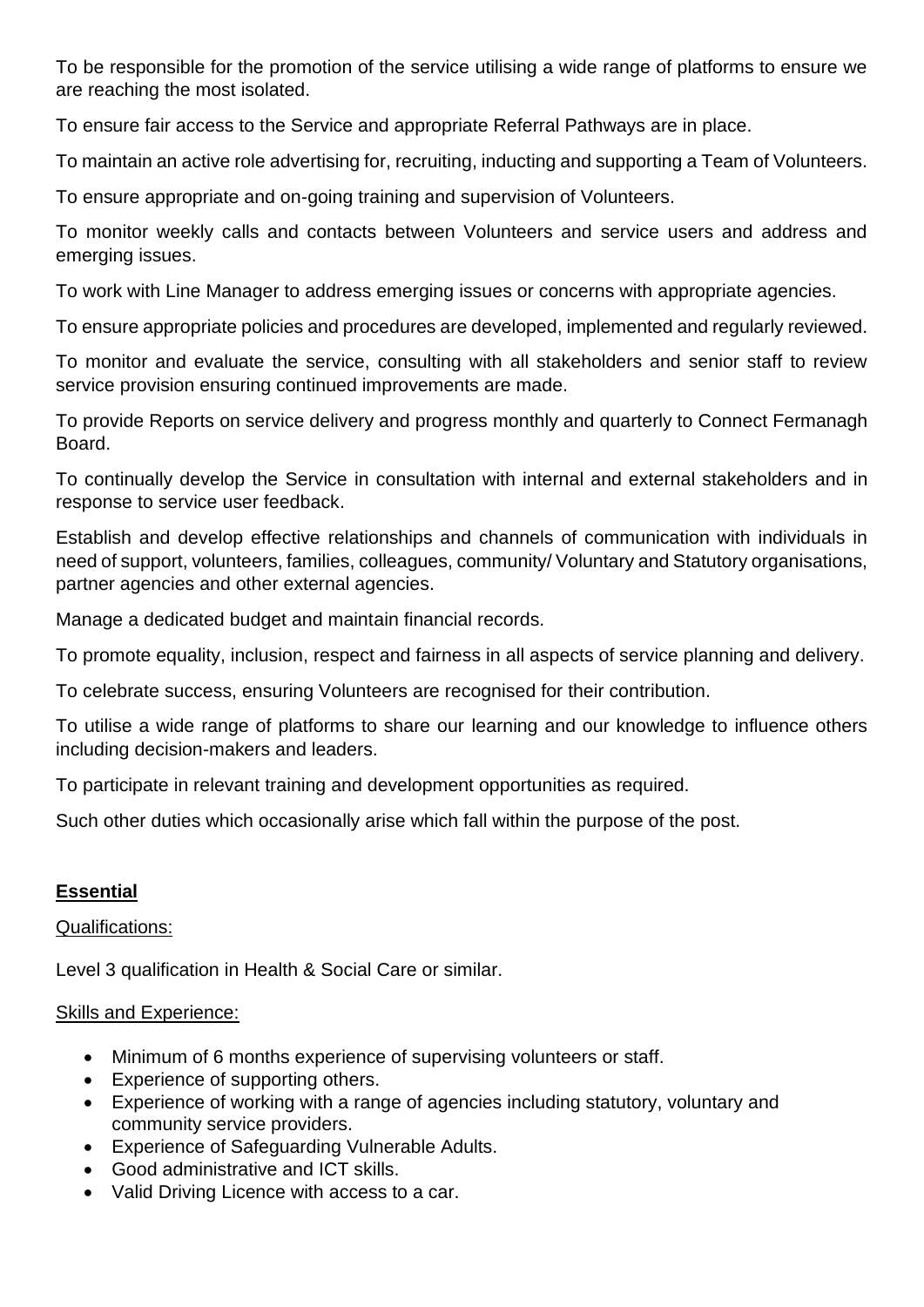To be responsible for the promotion of the service utilising a wide range of platforms to ensure we are reaching the most isolated.

To ensure fair access to the Service and appropriate Referral Pathways are in place.

To maintain an active role advertising for, recruiting, inducting and supporting a Team of Volunteers.

To ensure appropriate and on-going training and supervision of Volunteers.

To monitor weekly calls and contacts between Volunteers and service users and address and emerging issues.

To work with Line Manager to address emerging issues or concerns with appropriate agencies.

To ensure appropriate policies and procedures are developed, implemented and regularly reviewed.

To monitor and evaluate the service, consulting with all stakeholders and senior staff to review service provision ensuring continued improvements are made.

To provide Reports on service delivery and progress monthly and quarterly to Connect Fermanagh Board.

To continually develop the Service in consultation with internal and external stakeholders and in response to service user feedback.

Establish and develop effective relationships and channels of communication with individuals in need of support, volunteers, families, colleagues, community/ Voluntary and Statutory organisations, partner agencies and other external agencies.

Manage a dedicated budget and maintain financial records.

To promote equality, inclusion, respect and fairness in all aspects of service planning and delivery.

To celebrate success, ensuring Volunteers are recognised for their contribution.

To utilise a wide range of platforms to share our learning and our knowledge to influence others including decision-makers and leaders.

To participate in relevant training and development opportunities as required.

Such other duties which occasionally arise which fall within the purpose of the post.

## Essential

Qualifications:

Level 3 qualification in Health & Social Care or similar.

Skills and Experience:

- Minimum of 6 months experience of supervising volunteers or staff.
- Experience of supporting others.
- Experience of working with a range of agencies including statutory, voluntary and community service providers.
- Experience of Safeguarding Vulnerable Adults.
- Good administrative and ICT skills.
- Valid Driving Licence with access to a car.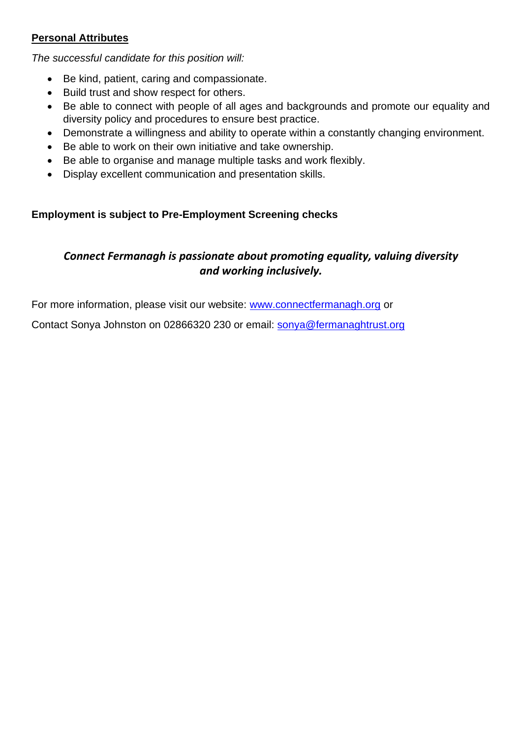**Personal Attributes**

*The successful candidate for this position will:*

- Be kind, patient, caring and compassionate.
- Build trust and show respect for others.
- Be able to connect with people of all ages and backgrounds and promote our equality and diversity policy and procedures to ensure best practice.
- Demonstrate a willingness and ability to operate within a constantly changing environment.
- Be able to work on their own initiative and take ownership.
- Be able to organise and manage multiple tasks and work flexibly.
- Display excellent communication and presentation skills.

**Employment is subject to Pre-Employment Screening checks**

***Connect Fermanagh is passionate about promoting equality, valuing diversity and working inclusively.***

For more information, please visit our website: [www.connectfermanagh.org](http://www.connectfermanagh.org) or

Contact Sonya Johnston on 02866320 230 or email: [sonya@fermanaghtrust.org](mailto:sonya@fermanaghtrust.org)